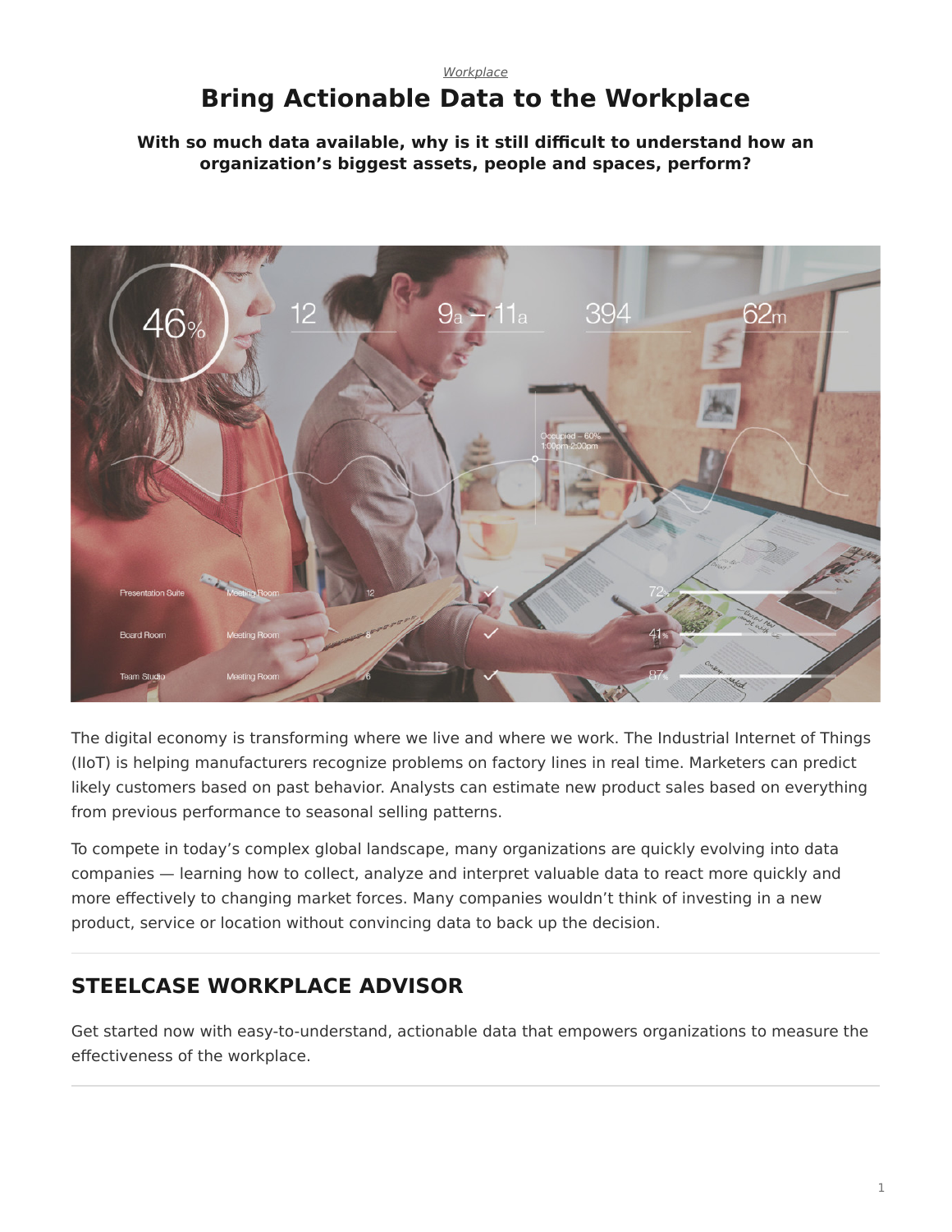*Workplace*

# Bring Actionable Data to the Workplace

**With so much data available, why is it still difficult to understand how an organization's biggest assets, people and spaces, perform?**

The digital economy is transforming where we live and where we work. The Industrial Internet of Things (IIoT) is helping manufacturers recognize problems on factory lines in real time. Marketers can predict likely customers based on past behavior. Analysts can estimate new product sales based on everything from previous performance to seasonal selling patterns.

To compete in today's complex global landscape, many organizations are quickly evolving into data companies — learning how to collect, analyze and interpret valuable data to react more quickly and more effectively to changing market forces. Many companies wouldn't think of investing in a new product, service or location without convincing data to back up the decision.

---

## STEELCASE WORKPLACE ADVISOR

Get started now with easy-to-understand, actionable data that empowers organizations to measure the effectiveness of the workplace.

---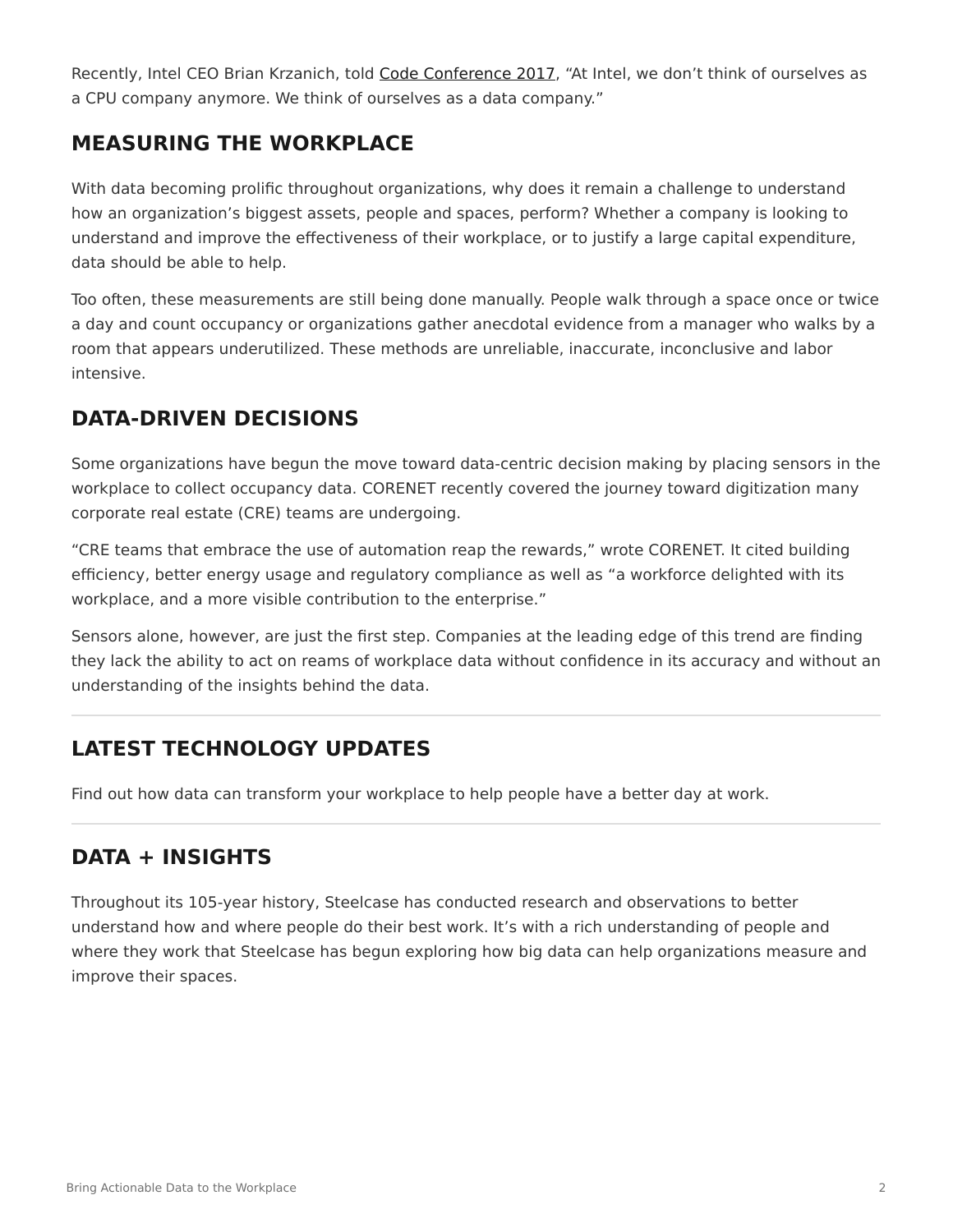Recently, Intel CEO Brian Krzanich, told Code Conference 2017, “At Intel, we don’t think of ourselves as a CPU company anymore. We think of ourselves as a data company.”

## MEASURING THE WORKPLACE

With data becoming prolific throughout organizations, why does it remain a challenge to understand how an organization’s biggest assets, people and spaces, perform? Whether a company is looking to understand and improve the effectiveness of their workplace, or to justify a large capital expenditure, data should be able to help.

Too often, these measurements are still being done manually. People walk through a space once or twice a day and count occupancy or organizations gather anecdotal evidence from a manager who walks by a room that appears underutilized. These methods are unreliable, inaccurate, inconclusive and labor intensive.

## DATA-DRIVEN DECISIONS

Some organizations have begun the move toward data-centric decision making by placing sensors in the workplace to collect occupancy data. CORENET recently covered the journey toward digitization many corporate real estate (CRE) teams are undergoing.

“CRE teams that embrace the use of automation reap the rewards,” wrote CORENET. It cited building efficiency, better energy usage and regulatory compliance as well as “a workforce delighted with its workplace, and a more visible contribution to the enterprise.”

Sensors alone, however, are just the first step. Companies at the leading edge of this trend are finding they lack the ability to act on reams of workplace data without confidence in its accuracy and without an understanding of the insights behind the data.

---

## LATEST TECHNOLOGY UPDATES

Find out how data can transform your workplace to help people have a better day at work.

---

## DATA + INSIGHTS

Throughout its 105-year history, Steelcase has conducted research and observations to better understand how and where people do their best work. It’s with a rich understanding of people and where they work that Steelcase has begun exploring how big data can help organizations measure and improve their spaces.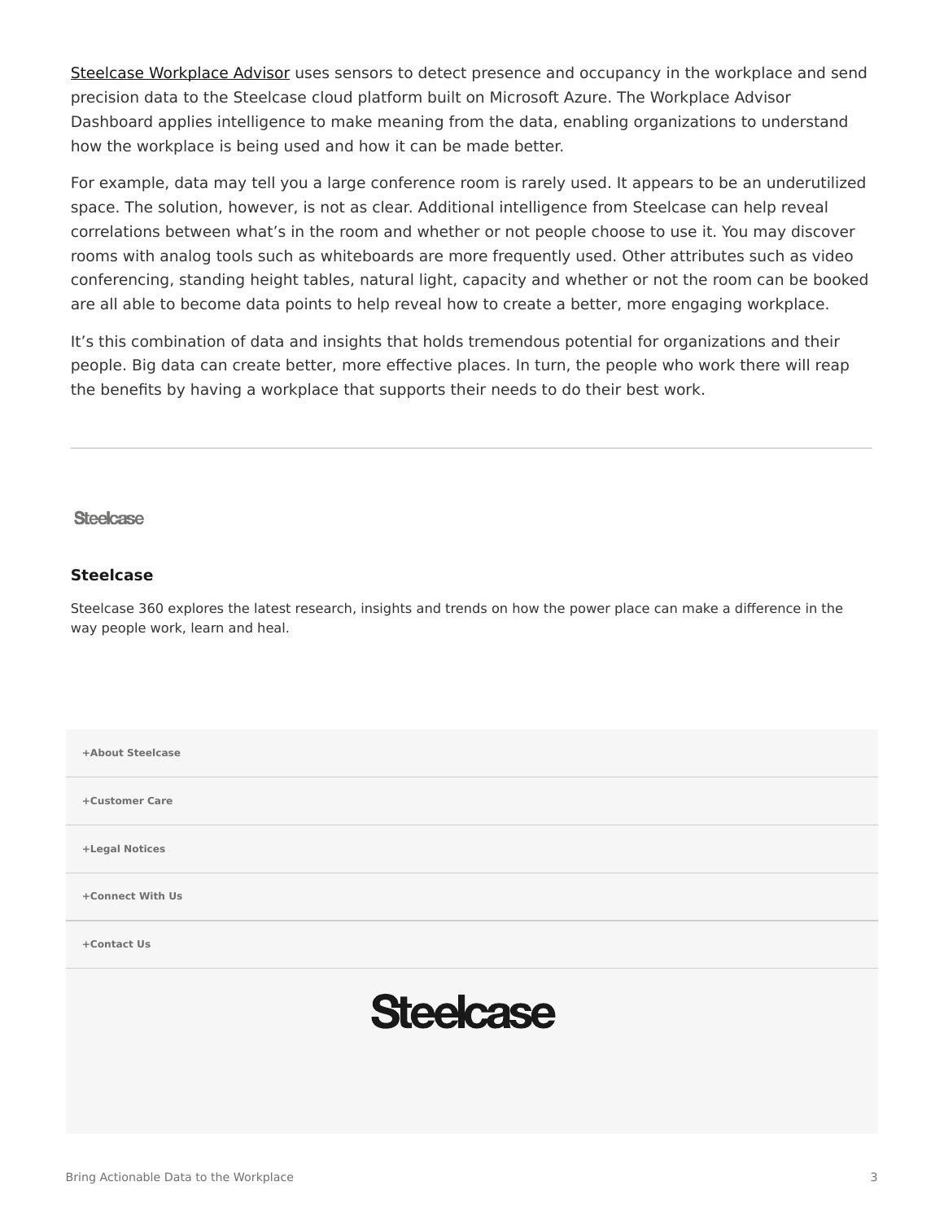Steelcase Workplace Advisor uses sensors to detect presence and occupancy in the workplace and send precision data to the Steelcase cloud platform built on Microsoft Azure. The Workplace Advisor Dashboard applies intelligence to make meaning from the data, enabling organizations to understand how the workplace is being used and how it can be made better.

For example, data may tell you a large conference room is rarely used. It appears to be an underutilized space. The solution, however, is not as clear. Additional intelligence from Steelcase can help reveal correlations between what's in the room and whether or not people choose to use it. You may discover rooms with analog tools such as whiteboards are more frequently used. Other attributes such as video conferencing, standing height tables, natural light, capacity and whether or not the room can be booked are all able to become data points to help reveal how to create a better, more engaging workplace.

It's this combination of data and insights that holds tremendous potential for organizations and their people. Big data can create better, more effective places. In turn, the people who work there will reap the benefits by having a workplace that supports their needs to do their best work.

---

Steelcase

**Steelcase**

Steelcase 360 explores the latest research, insights and trends on how the power place can make a difference in the way people work, learn and heal.

**+About Steelcase**

**+Customer Care**

**+Legal Notices**

**+Connect With Us**

**+Contact Us**

Steelcase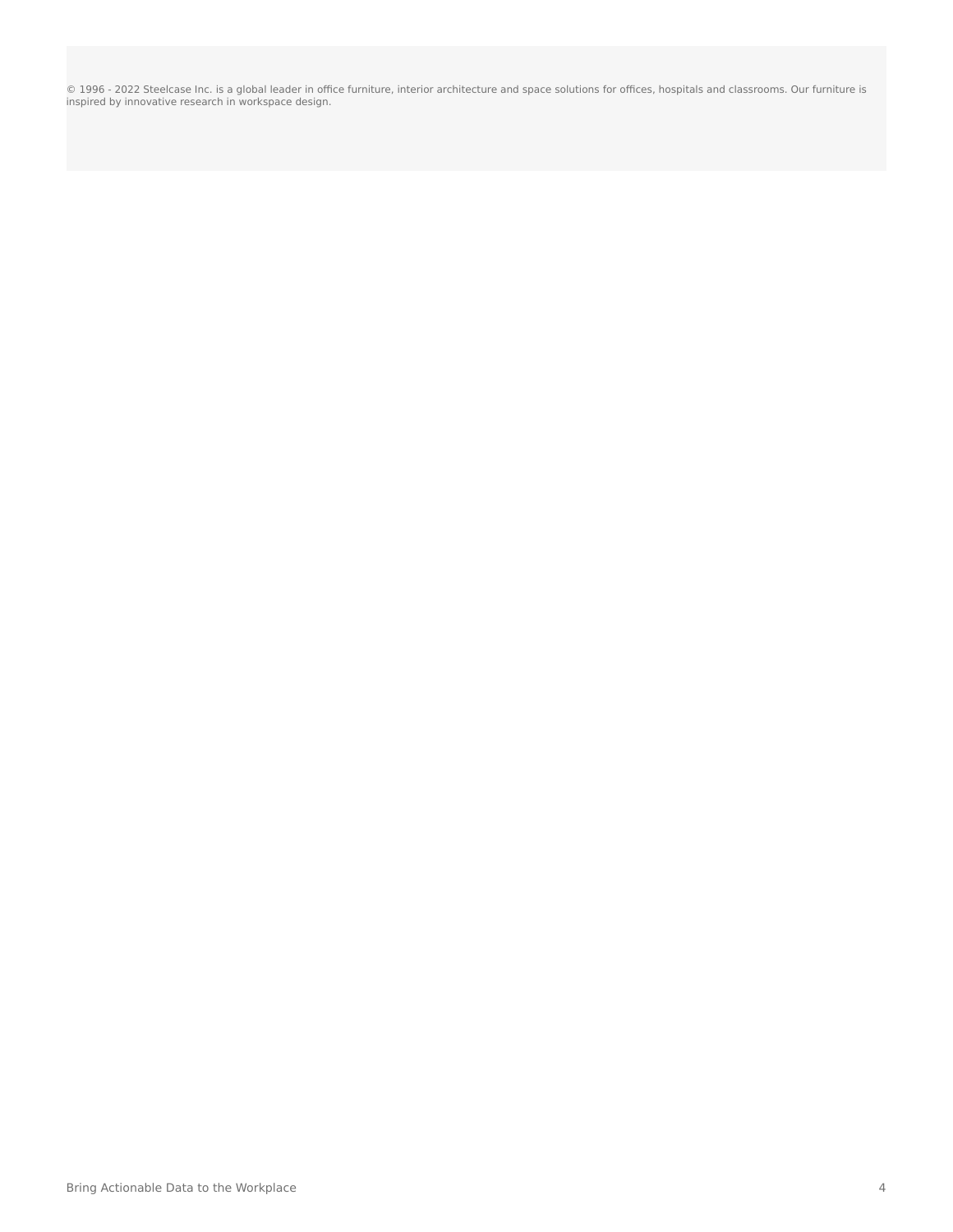© 1996 - 2022 Steelcase Inc. is a global leader in office furniture, interior architecture and space solutions for offices, hospitals and classrooms. Our furniture is inspired by innovative research in workspace design.